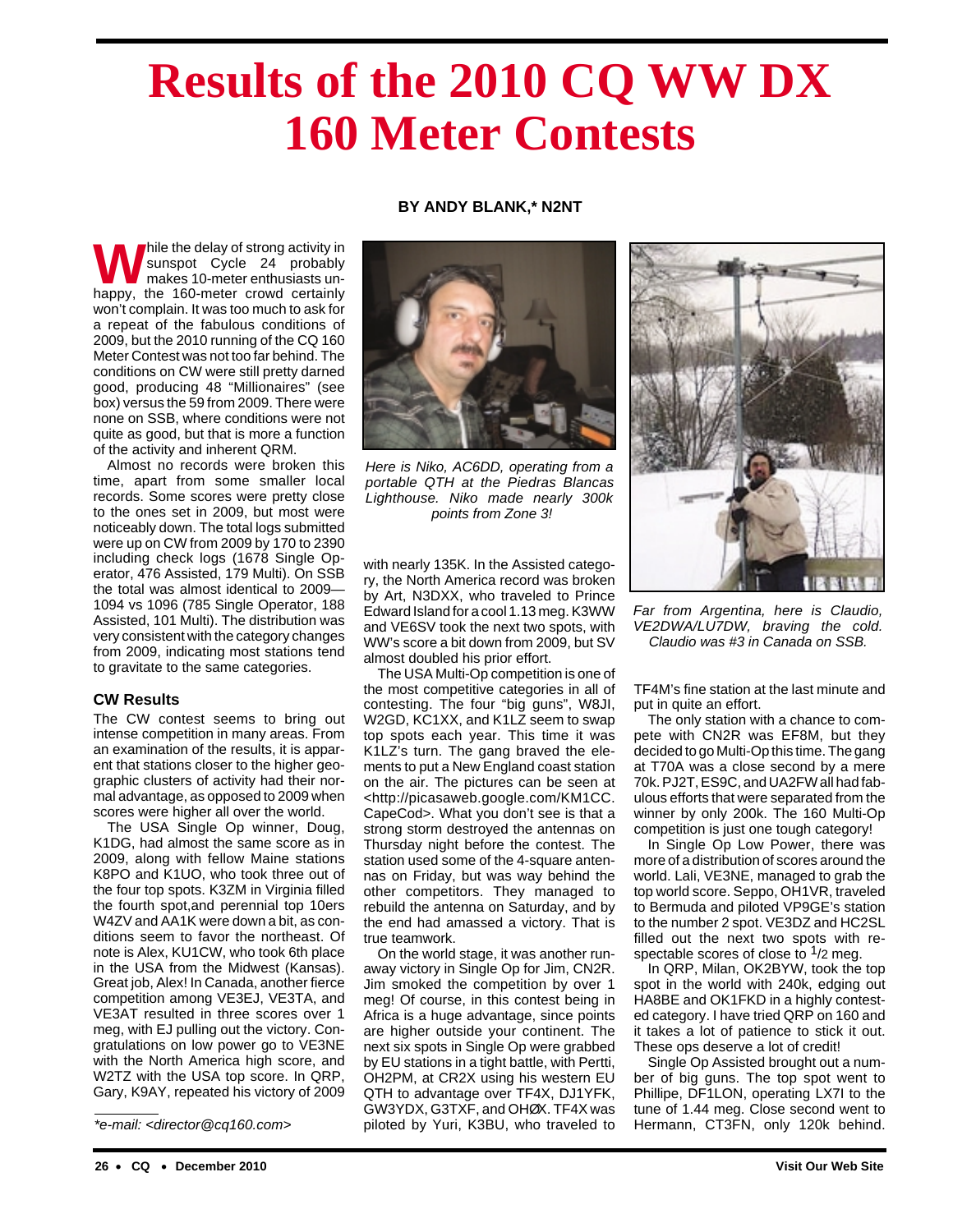# Results of the 2010 CQ WW DX 160 Meter Contests

**BY ANDY BLANK,* N2NT**

While the delay of strong activity in sunspot Cycle 24 probably makes 10-meter enthusiasts unhappy, the 160-meter crowd certainly won't complain. It was too much to ask for a repeat of the fabulous conditions of 2009, but the 2010 running of the CQ 160 Meter Contest was not too far behind. The conditions on CW were still pretty darned good, producing 48 "Millionaires" (see box) versus the 59 from 2009. There were none on SSB, where conditions were not quite as good, but that is more a function of the activity and inherent QRM.

Almost no records were broken this time, apart from some smaller local records. Some scores were pretty close to the ones set in 2009, but most were noticeably down. The total logs submitted were up on CW from 2009 by 170 to 2390 including check logs (1678 Single Operator, 476 Assisted, 179 Multi). On SSB the total was almost identical to 2009—1094 vs 1096 (785 Single Operator, 188 Assisted, 101 Multi). The distribution was very consistent with the category changes from 2009, indicating most stations tend to gravitate to the same categories.

### CW Results

The CW contest seems to bring out intense competition in many areas. From an examination of the results, it is apparent that stations closer to the higher geographic clusters of activity had their normal advantage, as opposed to 2009 when scores were higher all over the world.

The USA Single Op winner, Doug, K1DG, had almost the same score as in 2009, along with fellow Maine stations K8PO and K1UO, who took three out of the four top spots. K3ZM in Virginia filled the fourth spot,and perennial top 10ers W4ZV and AA1K were down a bit, as conditions seem to favor the northeast. Of note is Alex, KU1CW, who took 6th place in the USA from the Midwest (Kansas). Great job, Alex! In Canada, another fierce competition among VE3EJ, VE3TA, and VE3AT resulted in three scores over 1 meg, with EJ pulling out the victory. Congratulations on low power go to VE3NE with the North America high score, and W2TZ with the USA top score. In QRP, Gary, K9AY, repeated his victory of 2009 with nearly 135K. In the Assisted category, the North America record was broken by Art, N3DXX, who traveled to Prince Edward Island for a cool 1.13 meg. K3WW and VE6SV took the next two spots, with WW's score a bit down from 2009, but SV almost doubled his prior effort.

*Here is Niko, AC6DD, operating from a portable QTH at the Piedras Blancas Lighthouse. Niko made nearly 300k points from Zone 3!*

The USA Multi-Op competition is one of the most competitive categories in all of contesting. The four "big guns", W8JI, W2GD, KC1XX, and K1LZ seem to swap top spots each year. This time it was K1LZ's turn. The gang braved the elements to put a New England coast station on the air. The pictures can be seen at <http://picasaweb.google.com/KM1CC.CapeCod>. What you don't see is that a strong storm destroyed the antennas on Thursday night before the contest. The station used some of the 4-square antennas on Friday, but was way behind the other competitors. They managed to rebuild the antenna on Saturday, and by the end had amassed a victory. That is true teamwork.

On the world stage, it was another runaway victory in Single Op for Jim, CN2R. Jim smoked the competition by over 1 meg! Of course, in this contest being in Africa is a huge advantage, since points are higher outside your continent. The next six spots in Single Op were grabbed by EU stations in a tight battle, with Pertti, OH2PM, at CR2X using his western EU QTH to advantage over TF4X, DJ1YFK, GW3YDX, G3TXF, and OHØX. TF4X was piloted by Yuri, K3BU, who traveled to TF4M's fine station at the last minute and put in quite an effort.

*Far from Argentina, here is Claudio, VE2DWA/LU7DW, braving the cold. Claudio was #3 in Canada on SSB.*

The only station with a chance to compete with CN2R was EF8M, but they decided to go Multi-Op this time. The gang at T70A was a close second by a mere 70k. PJ2T, ES9C, and UA2FW all had fabulous efforts that were separated from the winner by only 200k. The 160 Multi-Op competition is just one tough category!

In Single Op Low Power, there was more of a distribution of scores around the world. Lali, VE3NE, managed to grab the top world score. Seppo, OH1VR, traveled to Bermuda and piloted VP9GE's station to the number 2 spot. VE3DZ and HC2SL filled out the next two spots with respectable scores of close to 1/2 meg.

In QRP, Milan, OK2BYW, took the top spot in the world with 240k, edging out HA8BE and OK1FKD in a highly contested category. I have tried QRP on 160 and it takes a lot of patience to stick it out. These ops deserve a lot of credit!

Single Op Assisted brought out a number of big guns. The top spot went to Phillipe, DF1LON, operating LX7I to the tune of 1.44 meg. Close second went to Hermann, CT3FN, only 120k behind.

*e-mail: <director@cq160.com>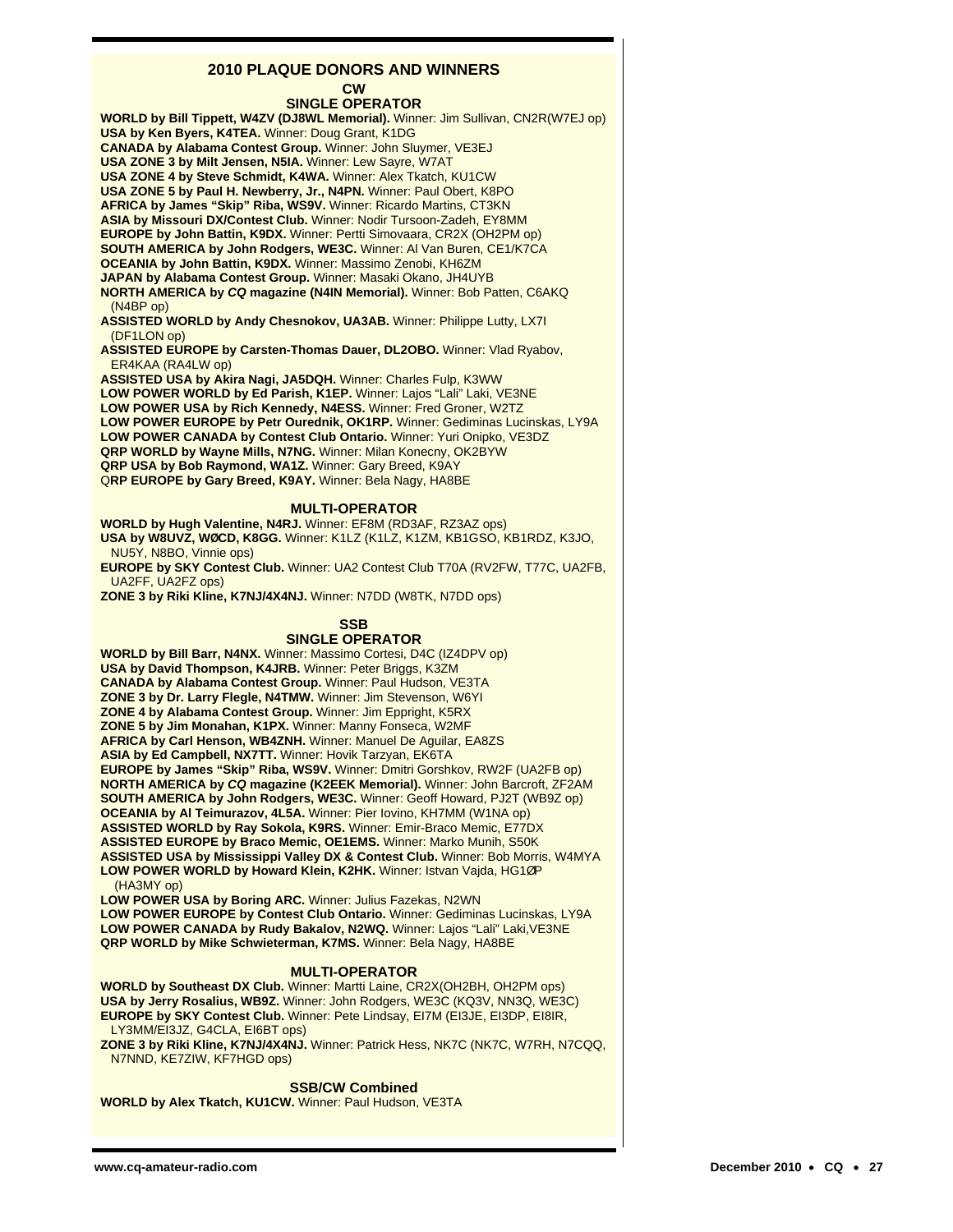## 2010 PLAQUE DONORS AND WINNERS

### CW

#### SINGLE OPERATOR

**WORLD by Bill Tippett, W4ZV (DJ8WL Memorial).** Winner: Jim Sullivan, CN2R(W7EJ op)
**USA by Ken Byers, K4TEA.** Winner: Doug Grant, K1DG
**CANADA by Alabama Contest Group.** Winner: John Sluymer, VE3EJ
**USA ZONE 3 by Milt Jensen, N5IA.** Winner: Lew Sayre, W7AT
**USA ZONE 4 by Steve Schmidt, K4WA.** Winner: Alex Tkatch, KU1CW
**USA ZONE 5 by Paul H. Newberry, Jr., N4PN.** Winner: Paul Obert, K8PO
**AFRICA by James "Skip" Riba, WS9V.** Winner: Ricardo Martins, CT3KN
**ASIA by Missouri DX/Contest Club.** Winner: Nodir Tursoon-Zadeh, EY8MM
**EUROPE by John Battin, K9DX.** Winner: Pertti Simovaara, CR2X (OH2PM op)
**SOUTH AMERICA by John Rodgers, WE3C.** Winner: Al Van Buren, CE1/K7CA
**OCEANIA by John Battin, K9DX.** Winner: Massimo Zenobi, KH6ZM
**JAPAN by Alabama Contest Group.** Winner: Masaki Okano, JH4UYB
**NORTH AMERICA by *CQ* magazine (N4IN Memorial).** Winner: Bob Patten, C6AKQ (N4BP op)
**ASSISTED WORLD by Andy Chesnokov, UA3AB.** Winner: Philippe Lutty, LX7I (DF1LON op)
**ASSISTED EUROPE by Carsten-Thomas Dauer, DL2OBO.** Winner: Vlad Ryabov, ER4KAA (RA4LW op)
**ASSISTED USA by Akira Nagi, JA5DQH.** Winner: Charles Fulp, K3WW
**LOW POWER WORLD by Ed Parish, K1EP.** Winner: Lajos "Lali" Laki, VE3NE
**LOW POWER USA by Rich Kennedy, N4ESS.** Winner: Fred Groner, W2TZ
**LOW POWER EUROPE by Petr Ourednik, OK1RP.** Winner: Gediminas Lucinskas, LY9A
**LOW POWER CANADA by Contest Club Ontario.** Winner: Yuri Onipko, VE3DZ
**QRP WORLD by Wayne Mills, N7NG.** Winner: Milan Konecny, OK2BYW
**QRP USA by Bob Raymond, WA1Z.** Winner: Gary Breed, K9AY
**QRP EUROPE by Gary Breed, K9AY.** Winner: Bela Nagy, HA8BE

#### MULTI-OPERATOR

**WORLD by Hugh Valentine, N4RJ.** Winner: EF8M (RD3AF, RZ3AZ ops)
**USA by W8UVZ, WØCD, K8GG.** Winner: K1LZ (K1LZ, K1ZM, KB1GSO, KB1RDZ, K3JO, NU5Y, N8BO, Vinnie ops)
**EUROPE by SKY Contest Club.** Winner: UA2 Contest Club T70A (RV2FW, T77C, UA2FB, UA2FF, UA2FZ ops)
**ZONE 3 by Riki Kline, K7NJ/4X4NJ.** Winner: N7DD (W8TK, N7DD ops)

### SSB

#### SINGLE OPERATOR

**WORLD by Bill Barr, N4NX.** Winner: Massimo Cortesi, D4C (IZ4DPV op)
**USA by David Thompson, K4JRB.** Winner: Peter Briggs, K3ZM
**CANADA by Alabama Contest Group.** Winner: Paul Hudson, VE3TA
**ZONE 3 by Dr. Larry Flegle, N4TMW.** Winner: Jim Stevenson, W6YI
**ZONE 4 by Alabama Contest Group.** Winner: Jim Eppright, K5RX
**ZONE 5 by Jim Monahan, K1PX.** Winner: Manny Fonseca, W2MF
**AFRICA by Carl Henson, WB4ZNH.** Winner: Manuel De Aguilar, EA8ZS
**ASIA by Ed Campbell, NX7TT.** Winner: Hovik Tarzyan, EK6TA
**EUROPE by James "Skip" Riba, WS9V.** Winner: Dmitri Gorshkov, RW2F (UA2FB op)
**NORTH AMERICA by *CQ* magazine (K2EEK Memorial).** Winner: John Barcroft, ZF2AM
**SOUTH AMERICA by John Rodgers, WE3C.** Winner: Geoff Howard, PJ2T (WB9Z op)
**OCEANIA by Al Teimurazov, 4L5A.** Winner: Pier Iovino, KH7MM (W1NA op)
**ASSISTED WORLD by Ray Sokola, K9RS.** Winner: Emir-Braco Memic, E77DX
**ASSISTED EUROPE by Braco Memic, OE1EMS.** Winner: Marko Munih, S50K
**ASSISTED USA by Mississippi Valley DX & Contest Club.** Winner: Bob Morris, W4MYA
**LOW POWER WORLD by Howard Klein, K2HK.** Winner: Istvan Vajda, HG1ØP (HA3MY op)
**LOW POWER USA by Boring ARC.** Winner: Julius Fazekas, N2WN
**LOW POWER EUROPE by Contest Club Ontario.** Winner: Gediminas Lucinskas, LY9A
**LOW POWER CANADA by Rudy Bakalov, N2WQ.** Winner: Lajos "Lali" Laki,VE3NE
**QRP WORLD by Mike Schwieterman, K7MS.** Winner: Bela Nagy, HA8BE

#### MULTI-OPERATOR

**WORLD by Southeast DX Club.** Winner: Martti Laine, CR2X(OH2BH, OH2PM ops)
**USA by Jerry Rosalius, WB9Z.** Winner: John Rodgers, WE3C (KQ3V, NN3Q, WE3C)
**EUROPE by SKY Contest Club.** Winner: Pete Lindsay, EI7M (EI3JE, EI3DP, EI8IR, LY3MM/EI3JZ, G4CLA, EI6BT ops)
**ZONE 3 by Riki Kline, K7NJ/4X4NJ.** Winner: Patrick Hess, NK7C (NK7C, W7RH, N7CQQ, N7NND, KE7ZIW, KF7HGD ops)

### SSB/CW Combined

**WORLD by Alex Tkatch, KU1CW.** Winner: Paul Hudson, VE3TA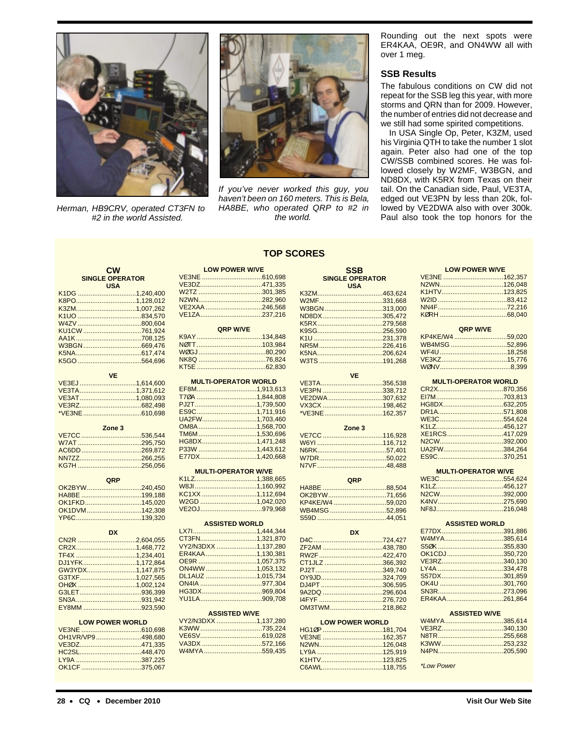*Herman, HB9CRV, operated CT3FN to #2 in the world Assisted.*

*If you've never worked this guy, you haven't been on 160 meters. This is Bela, HA8BE, who operated QRP to #2 in the world.*

Rounding out the next spots were ER4KAA, OE9R, and ON4WW all with over 1 meg.

## SSB Results

The fabulous conditions on CW did not repeat for the SSB leg this year, with more storms and QRN than for 2009. However, the number of entries did not decrease and we still had some spirited competitions.

In USA Single Op, Peter, K3ZM, used his Virginia QTH to take the number 1 slot again. Peter also had one of the top CW/SSB combined scores. He was followed closely by W2MF, W3BGN, and ND8DX, with K5RX from Texas on their tail. On the Canadian side, Paul, VE3TA, edged out VE3PN by less than 20k, followed by VE2DWA also with over 300k. Paul also took the top honors for the

## TOP SCORES

### CW

**SINGLE OPERATOR USA**

| Call | Score |
|---|---|
| K1DG | 1,240,400 |
| K8PO | 1,128,012 |
| K3ZM | 1,007,262 |
| K1UO | 834,570 |
| W4ZV | 800,604 |
| KU1CW | 761,924 |
| AA1K | 708,125 |
| W3BGN | 669,476 |
| K5NA | 617,474 |
| K5GO | 564,696 |

**VE**

| Call | Score |
|---|---|
| VE3EJ | 1,614,600 |
| VE3TA | 1,371,612 |
| VE3AT | 1,080,093 |
| VE3RZ | 682,498 |
| *VE3NE | 610,698 |

**Zone 3**

| Call | Score |
|---|---|
| VE7CC | 536,544 |
| W7AT | 295,750 |
| AC6DD | 269,872 |
| NN7ZZ | 266,255 |
| KG7H | 256,056 |

**QRP**

| Call | Score |
|---|---|
| OK2BYW | 240,450 |
| HA8BE | 199,188 |
| OK1FKD | 145,020 |
| OK1DVM | 142,308 |
| YP6C | 139,320 |

**DX**

| Call | Score |
|---|---|
| CN2R | 2,604,055 |
| CR2X | 1,468,772 |
| TF4X | 1,234,401 |
| DJ1YFK | 1,172,864 |
| GW3YDX | 1,147,875 |
| G3TXF | 1,027,565 |
| OHØX | 1,002,124 |
| G3LET | 936,399 |
| SN3A | 931,942 |
| EY8MM | 923,590 |

**LOW POWER WORLD**

| Call | Score |
|---|---|
| VE3NE | 610,698 |
| OH1VR/VP9 | 498,680 |
| VE3DZ | 471,335 |
| HC2SL | 448,470 |
| LY9A | 387,225 |
| OK1CF | 375,067 |

**LOW POWER W/VE**

| Call | Score |
|---|---|
| VE3NE | 610,698 |
| VE3DZ | 471,335 |
| W2TZ | 301,385 |
| N2WN | 282,960 |
| VE2XAA | 246,568 |
| VE1ZA | 237,216 |

**QRP W/VE**

| Call | Score |
|---|---|
| K9AY | 134,848 |
| NØTT | 103,984 |
| WØGJ | 80,290 |
| NK8Q | 76,824 |
| KT5E | 62,830 |

**MULTI-OPERATOR WORLD**

| Call | Score |
|---|---|
| EF8M | 1,913,613 |
| T7ØA | 1,844,808 |
| PJ2T | 1,739,500 |
| ES9C | 1,711,916 |
| UA2FW | 1,703,460 |
| OM8A | 1,568,700 |
| TM6M | 1,530,696 |
| HG8DX | 1,471,248 |
| P33W | 1,443,612 |
| E77DX | 1,420,668 |

**MULTI-OPERATOR W/VE**

| Call | Score |
|---|---|
| K1LZ | 1,388,665 |
| W8JI | 1,160,992 |
| KC1XX | 1,112,694 |
| W2GD | 1,042,020 |
| VE2OJ | 979,968 |

**ASSISTED WORLD**

| Call | Score |
|---|---|
| LX7I | 1,444,344 |
| CT3FN | 1,321,870 |
| VY2/N3DXX | 1,137,280 |
| ER4KAA | 1,130,381 |
| OE9R | 1,057,375 |
| ON4WW | 1,053,132 |
| DL1AUZ | 1,015,734 |
| ON4IA | 977,304 |
| HG3DX | 969,804 |
| YU1LA | 909,708 |

**ASSISTED W/VE**

| Call | Score |
|---|---|
| VY2/N3DXX | 1,137,280 |
| K3WW | 735,224 |
| VE6SV | 619,028 |
| VA3DX | 572,166 |
| W4MYA | 559,435 |

### SSB

**SINGLE OPERATOR USA**

| Call | Score |
|---|---|
| K3ZM | 463,624 |
| W2MF | 331,668 |
| W3BGN | 313,000 |
| ND8DX | 305,472 |
| K5RX | 279,568 |
| K9SG | 256,590 |
| K1U | 231,378 |
| NR5M | 226,416 |
| K5NA | 206,624 |
| W3TS | 191,268 |

**VE**

| Call | Score |
|---|---|
| VE3TA | 356,538 |
| VE3PN | 338,712 |
| VE2DWA | 307,632 |
| VX3CX | 198,462 |
| *VE3NE | 162,357 |

**Zone 3**

| Call | Score |
|---|---|
| VE7CC | 116,928 |
| W6YI | 116,712 |
| N6RK | 57,401 |
| W7DR | 50,022 |
| N7VF | 48,488 |

**QRP**

| Call | Score |
|---|---|
| HA8BE | 88,504 |
| OK2BYW | 71,656 |
| KP4KE/W4 | 59,020 |
| WB4MSG | 52,896 |
| S59D | 44,051 |

**DX**

| Call | Score |
|---|---|
| D4C | 724,427 |
| ZF2AM | 438,780 |
| RW2F | 422,470 |
| CT1JLZ | 366,392 |
| PJ2T | 349,740 |
| OY9JD | 324,709 |
| DJ4PT | 306,595 |
| 9A2DQ | 296,604 |
| I4FYF | 276,720 |
| OM3TWM | 218,862 |

**LOW POWER WORLD**

| Call | Score |
|---|---|
| HG1ØP | 181,704 |
| VE3NE | 162,357 |
| N2WN | 126,048 |
| LY9A | 125,919 |
| K1HTV | 123,825 |
| C6AWL | 118,755 |

**LOW POWER W/VE**

| Call | Score |
|---|---|
| VE3NE | 162,357 |
| N2WN | 126,048 |
| K1HTV | 123,825 |
| W2ID | 83,412 |
| NN4F | 72,216 |
| KØRH | 68,040 |

**QRP W/VE**

| Call | Score |
|---|---|
| KP4KE/W4 | 59,020 |
| WB4MSG | 52,896 |
| WF4U | 18,258 |
| VE3KZ | 15,776 |
| WØNV | 8,399 |

**MULTI-OPERATOR WORLD**

| Call | Score |
|---|---|
| CR2X | 870,356 |
| EI7M | 703,813 |
| HG8DX | 632,205 |
| DR1A | 571,808 |
| WE3C | 554,624 |
| K1LZ | 456,127 |
| XE1RCS | 417,029 |
| N2CW | 392,000 |
| UA2FW | 384,264 |
| ES9C | 370,251 |

**MULTI-OPERATOR W/VE**

| Call | Score |
|---|---|
| WE3C | 554,624 |
| K1LZ | 456,127 |
| N2CW | 392,000 |
| K4NV | 275,690 |
| NF8J | 216,048 |

**ASSISTED WORLD**

| Call | Score |
|---|---|
| E77DX | 391,886 |
| W4MYA | 385,614 |
| S5ØK | 355,830 |
| OK1CDJ | 350,720 |
| VE3RZ | 340,130 |
| LY4A | 334,478 |
| S57DX | 301,859 |
| OK4U | 301,760 |
| SN3R | 273,096 |
| ER4KAA | 261,864 |

**ASSISTED W/VE**

| Call | Score |
|---|---|
| W4MYA | 385,614 |
| VE3RZ | 340,130 |
| N8TR | 255,668 |
| K3WW | 253,232 |
| N4PN | 205,590 |

*\*Low Power*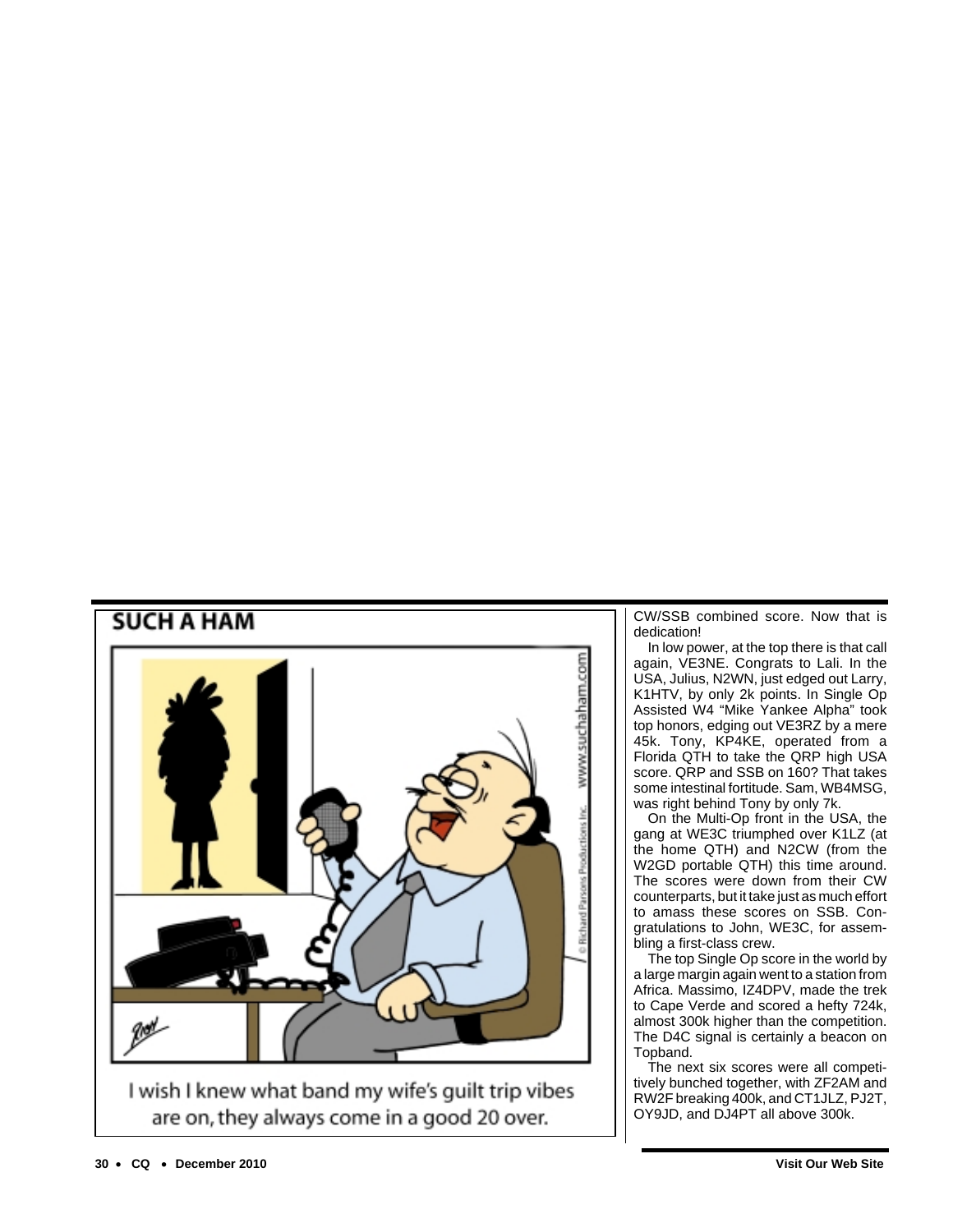## SUCH A HAM

I wish I knew what band my wife's guilt trip vibes are on, they always come in a good 20 over.

CW/SSB combined score. Now that is dedication!

In low power, at the top there is that call again, VE3NE. Congrats to Lali. In the USA, Julius, N2WN, just edged out Larry, K1HTV, by only 2k points. In Single Op Assisted W4 "Mike Yankee Alpha" took top honors, edging out VE3RZ by a mere 45k. Tony, KP4KE, operated from a Florida QTH to take the QRP high USA score. QRP and SSB on 160? That takes some intestinal fortitude. Sam, WB4MSG, was right behind Tony by only 7k.

On the Multi-Op front in the USA, the gang at WE3C triumphed over K1LZ (at the home QTH) and N2CW (from the W2GD portable QTH) this time around. The scores were down from their CW counterparts, but it take just as much effort to amass these scores on SSB. Congratulations to John, WE3C, for assembling a first-class crew.

The top Single Op score in the world by a large margin again went to a station from Africa. Massimo, IZ4DPV, made the trek to Cape Verde and scored a hefty 724k, almost 300k higher than the competition. The D4C signal is certainly a beacon on Topband.

The next six scores were all competitively bunched together, with ZF2AM and RW2F breaking 400k, and CT1JLZ, PJ2T, OY9JD, and DJ4PT all above 300k.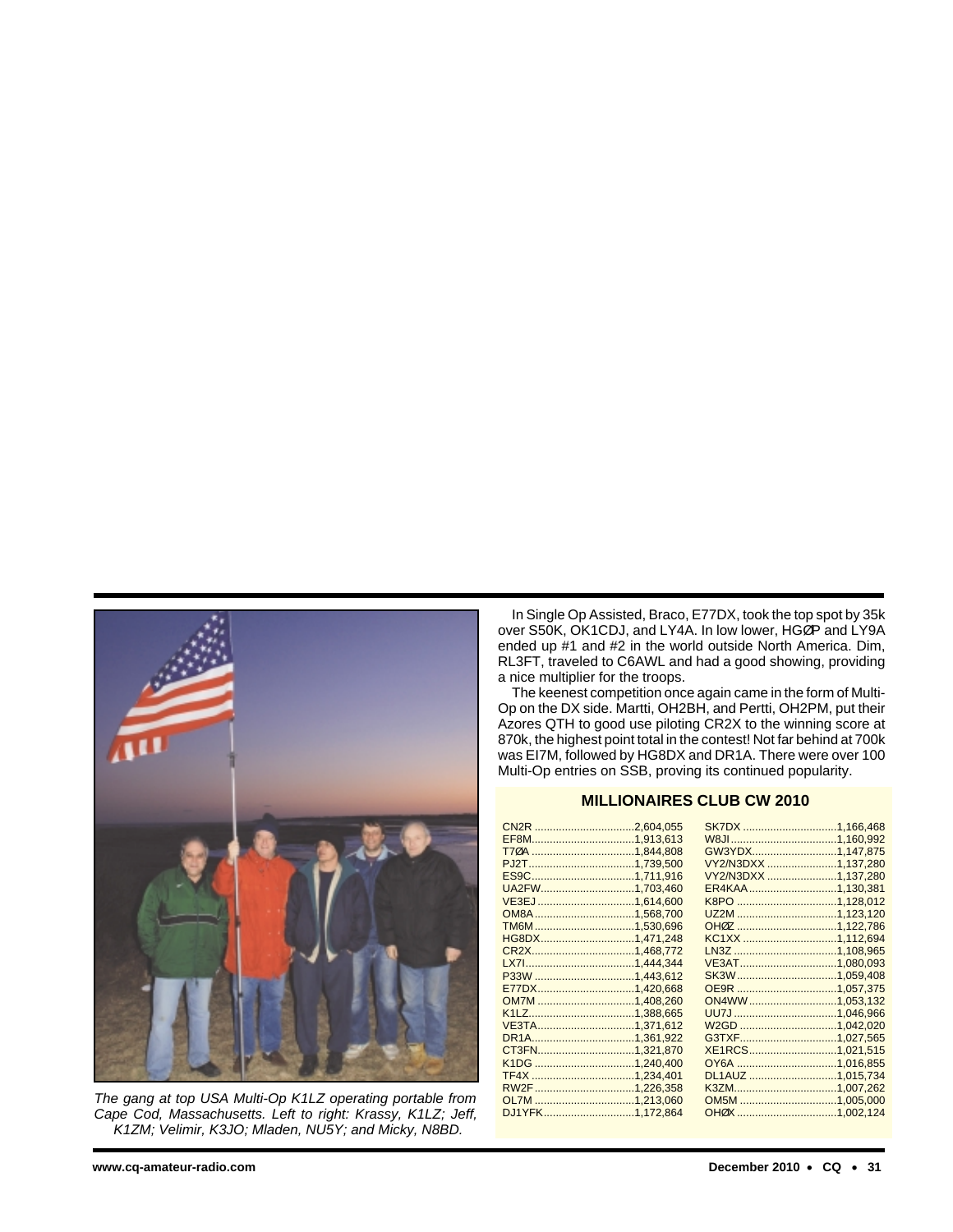The gang at top USA Multi-Op K1LZ operating portable from Cape Cod, Massachusetts. Left to right: Krassy, K1LZ; Jeff, K1ZM; Velimir, K3JO; Mladen, NU5Y; and Micky, N8BD.

In Single Op Assisted, Braco, E77DX, took the top spot by 35k over S50K, OK1CDJ, and LY4A. In low lower, HGØP and LY9A ended up #1 and #2 in the world outside North America. Dim, RL3FT, traveled to C6AWL and had a good showing, providing a nice multiplier for the troops.

The keenest competition once again came in the form of Multi-Op on the DX side. Martti, OH2BH, and Pertti, OH2PM, put their Azores QTH to good use piloting CR2X to the winning score at 870k, the highest point total in the contest! Not far behind at 700k was EI7M, followed by HG8DX and DR1A. There were over 100 Multi-Op entries on SSB, proving its continued popularity.

## MILLIONAIRES CLUB CW 2010

| Call | Score | Call | Score |
|---|---|---|---|
| CN2R | 2,604,055 | SK7DX | 1,166,468 |
| EF8M | 1,913,613 | W8JI | 1,160,992 |
| T7ØA | 1,844,808 | GW3YDX | 1,147,875 |
| PJ2T | 1,739,500 | VY2/N3DXX | 1,137,280 |
| ES9C | 1,711,916 | VY2/N3DXX | 1,137,280 |
| UA2FW | 1,703,460 | ER4KAA | 1,130,381 |
| VE3EJ | 1,614,600 | K8PO | 1,128,012 |
| OM8A | 1,568,700 | UZ2M | 1,123,120 |
| TM6M | 1,530,696 | OHØZ | 1,122,786 |
| HG8DX | 1,471,248 | KC1XX | 1,112,694 |
| CR2X | 1,468,772 | LN3Z | 1,108,965 |
| LX7I | 1,444,344 | VE3AT | 1,080,093 |
| P33W | 1,443,612 | SK3W | 1,059,408 |
| E77DX | 1,420,668 | OE9R | 1,057,375 |
| OM7M | 1,408,260 | ON4WW | 1,053,132 |
| K1LZ | 1,388,665 | UU7J | 1,046,966 |
| VE3TA | 1,371,612 | W2GD | 1,042,020 |
| DR1A | 1,361,922 | G3TXF | 1,027,565 |
| CT3FN | 1,321,870 | XE1RCS | 1,021,515 |
| K1DG | 1,240,400 | OY6A | 1,016,855 |
| TF4X | 1,234,401 | DL1AUZ | 1,015,734 |
| RW2F | 1,226,358 | K3ZM | 1,007,262 |
| OL7M | 1,213,060 | OM5M | 1,005,000 |
| DJ1YFK | 1,172,864 | OHØX | 1,002,124 |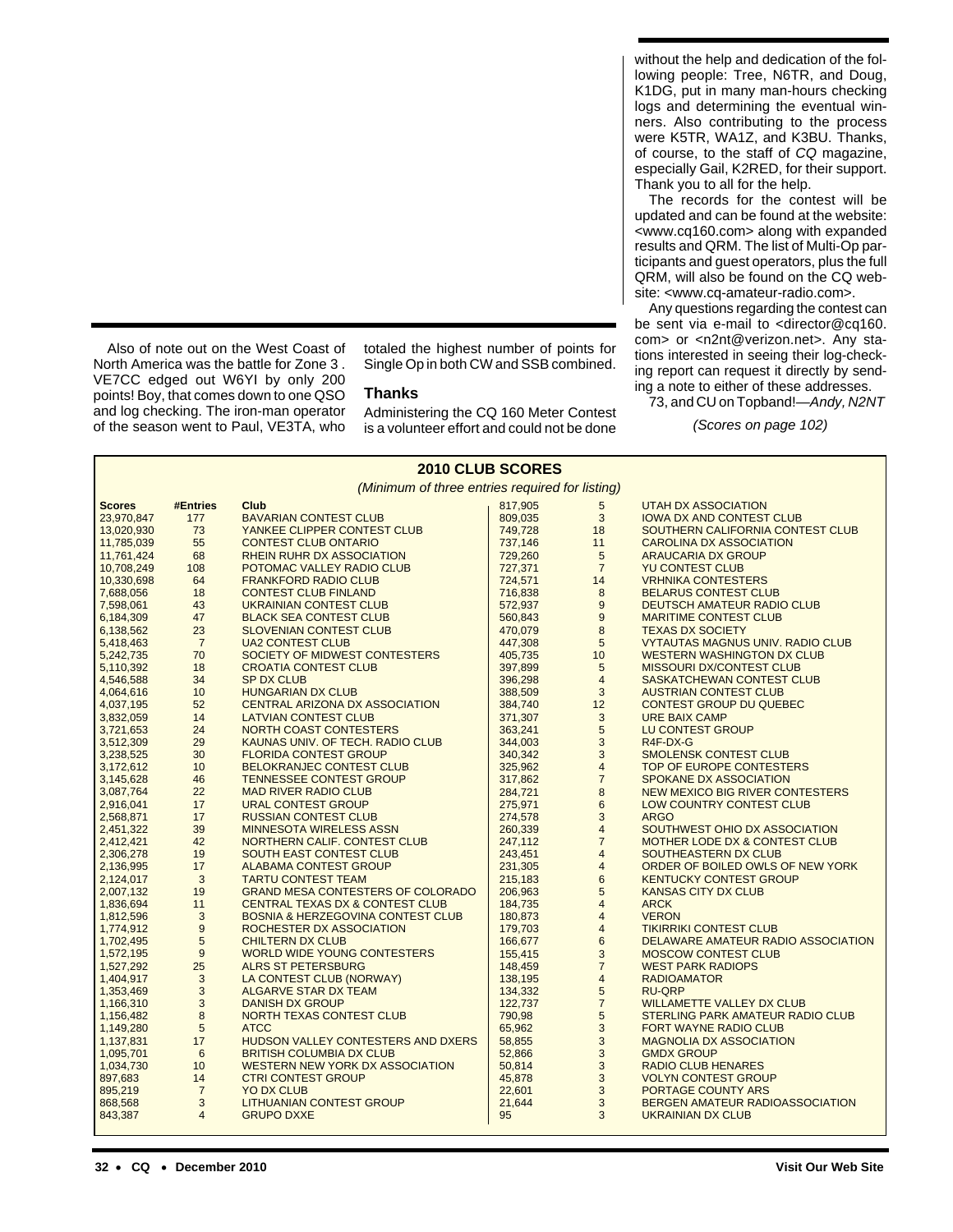Also of note out on the West Coast of North America was the battle for Zone 3 . VE7CC edged out W6YI by only 200 points! Boy, that comes down to one QSO and log checking. The iron-man operator of the season went to Paul, VE3TA, who totaled the highest number of points for Single Op in both CW and SSB combined.

### Thanks

Administering the CQ 160 Meter Contest is a volunteer effort and could not be done without the help and dedication of the following people: Tree, N6TR, and Doug, K1DG, put in many man-hours checking logs and determining the eventual winners. Also contributing to the process were K5TR, WA1Z, and K3BU. Thanks, of course, to the staff of *CQ* magazine, especially Gail, K2RED, for their support. Thank you to all for the help.

The records for the contest will be updated and can be found at the website: <www.cq160.com> along with expanded results and QRM. The list of Multi-Op participants and guest operators, plus the full QRM, will also be found on the CQ website: <www.cq-amateur-radio.com>.

Any questions regarding the contest can be sent via e-mail to <director@cq160.com> or <n2nt@verizon.net>. Any stations interested in seeing their log-checking report can request it directly by sending a note to either of these addresses.

73, and CU on Topband!—*Andy, N2NT*

*(Scores on page 102)*

## 2010 CLUB SCORES

*(Minimum of three entries required for listing)*

| Scores | #Entries | Club |
|---|---|---|
| 23,970,847 | 177 | BAVARIAN CONTEST CLUB |
| 13,020,930 | 73 | YANKEE CLIPPER CONTEST CLUB |
| 11,785,039 | 55 | CONTEST CLUB ONTARIO |
| 11,761,424 | 68 | RHEIN RUHR DX ASSOCIATION |
| 10,708,249 | 108 | POTOMAC VALLEY RADIO CLUB |
| 10,330,698 | 64 | FRANKFORD RADIO CLUB |
| 7,688,056 | 18 | CONTEST CLUB FINLAND |
| 7,598,061 | 43 | UKRAINIAN CONTEST CLUB |
| 6,184,309 | 47 | BLACK SEA CONTEST CLUB |
| 6,138,562 | 23 | SLOVENIAN CONTEST CLUB |
| 5,418,463 | 7 | UA2 CONTEST CLUB |
| 5,242,735 | 70 | SOCIETY OF MIDWEST CONTESTERS |
| 5,110,392 | 18 | CROATIA CONTEST CLUB |
| 4,546,588 | 34 | SP DX CLUB |
| 4,064,616 | 10 | HUNGARIAN DX CLUB |
| 4,037,195 | 52 | CENTRAL ARIZONA DX ASSOCIATION |
| 3,832,059 | 14 | LATVIAN CONTEST CLUB |
| 3,721,653 | 24 | NORTH COAST CONTESTERS |
| 3,512,309 | 29 | KAUNAS UNIV. OF TECH. RADIO CLUB |
| 3,238,525 | 30 | FLORIDA CONTEST GROUP |
| 3,172,612 | 10 | BELOKRANJEC CONTEST CLUB |
| 3,145,628 | 46 | TENNESSEE CONTEST GROUP |
| 3,087,764 | 22 | MAD RIVER RADIO CLUB |
| 2,916,041 | 17 | URAL CONTEST GROUP |
| 2,568,871 | 17 | RUSSIAN CONTEST CLUB |
| 2,451,322 | 39 | MINNESOTA WIRELESS ASSN |
| 2,412,421 | 42 | NORTHERN CALIF. CONTEST CLUB |
| 2,306,278 | 19 | SOUTH EAST CONTEST CLUB |
| 2,136,995 | 17 | ALABAMA CONTEST GROUP |
| 2,124,017 | 3 | TARTU CONTEST TEAM |
| 2,007,132 | 19 | GRAND MESA CONTESTERS OF COLORADO |
| 1,836,694 | 11 | CENTRAL TEXAS DX & CONTEST CLUB |
| 1,812,596 | 3 | BOSNIA & HERZEGOVINA CONTEST CLUB |
| 1,774,912 | 9 | ROCHESTER DX ASSOCIATION |
| 1,702,495 | 5 | CHILTERN DX CLUB |
| 1,572,195 | 9 | WORLD WIDE YOUNG CONTESTERS |
| 1,527,292 | 25 | ALRS ST PETERSBURG |
| 1,404,917 | 3 | LA CONTEST CLUB (NORWAY) |
| 1,353,469 | 3 | ALGARVE STAR DX TEAM |
| 1,166,310 | 3 | DANISH DX GROUP |
| 1,156,482 | 8 | NORTH TEXAS CONTEST CLUB |
| 1,149,280 | 5 | ATCC |
| 1,137,831 | 17 | HUDSON VALLEY CONTESTERS AND DXERS |
| 1,095,701 | 6 | BRITISH COLUMBIA DX CLUB |
| 1,034,730 | 10 | WESTERN NEW YORK DX ASSOCIATION |
| 897,683 | 14 | CTRI CONTEST GROUP |
| 895,219 | 7 | YO DX CLUB |
| 868,568 | 3 | LITHUANIAN CONTEST GROUP |
| 843,387 | 4 | GRUPO DXXE |
| 817,905 | 5 | UTAH DX ASSOCIATION |
| 809,035 | 3 | IOWA DX AND CONTEST CLUB |
| 749,728 | 18 | SOUTHERN CALIFORNIA CONTEST CLUB |
| 737,146 | 11 | CAROLINA DX ASSOCIATION |
| 729,260 | 5 | ARAUCARIA DX GROUP |
| 727,371 | 7 | YU CONTEST CLUB |
| 724,571 | 14 | VRHNIKA CONTESTERS |
| 716,838 | 8 | BELARUS CONTEST CLUB |
| 572,937 | 9 | DEUTSCH AMATEUR RADIO CLUB |
| 560,843 | 9 | MARITIME CONTEST CLUB |
| 470,079 | 8 | TEXAS DX SOCIETY |
| 447,308 | 5 | VYTAUTAS MAGNUS UNIV. RADIO CLUB |
| 405,735 | 10 | WESTERN WASHINGTON DX CLUB |
| 397,899 | 5 | MISSOURI DX/CONTEST CLUB |
| 396,298 | 4 | SASKATCHEWAN CONTEST CLUB |
| 388,509 | 3 | AUSTRIAN CONTEST CLUB |
| 384,740 | 12 | CONTEST GROUP DU QUEBEC |
| 371,307 | 3 | URE BAIX CAMP |
| 363,241 | 5 | LU CONTEST GROUP |
| 344,003 | 3 | R4F-DX-G |
| 340,342 | 3 | SMOLENSK CONTEST CLUB |
| 325,962 | 4 | TOP OF EUROPE CONTESTERS |
| 317,862 | 7 | SPOKANE DX ASSOCIATION |
| 284,721 | 8 | NEW MEXICO BIG RIVER CONTESTERS |
| 275,971 | 6 | LOW COUNTRY CONTEST CLUB |
| 274,578 | 3 | ARGO |
| 260,339 | 4 | SOUTHWEST OHIO DX ASSOCIATION |
| 247,112 | 7 | MOTHER LODE DX & CONTEST CLUB |
| 243,451 | 4 | SOUTHEASTERN DX CLUB |
| 231,305 | 4 | ORDER OF BOILED OWLS OF NEW YORK |
| 215,183 | 6 | KENTUCKY CONTEST GROUP |
| 206,963 | 5 | KANSAS CITY DX CLUB |
| 184,735 | 4 | ARCK |
| 180,873 | 4 | VERON |
| 179,703 | 4 | TIKIRRIKI CONTEST CLUB |
| 166,677 | 6 | DELAWARE AMATEUR RADIO ASSOCIATION |
| 155,415 | 3 | MOSCOW CONTEST CLUB |
| 148,459 | 7 | WEST PARK RADIOPS |
| 138,195 | 4 | RADIOAMATOR |
| 134,332 | 5 | RU-QRP |
| 122,737 | 7 | WILLAMETTE VALLEY DX CLUB |
| 790,98 | 5 | STERLING PARK AMATEUR RADIO CLUB |
| 65,962 | 3 | FORT WAYNE RADIO CLUB |
| 58,855 | 3 | MAGNOLIA DX ASSOCIATION |
| 52,866 | 3 | GMDX GROUP |
| 50,814 | 3 | RADIO CLUB HENARES |
| 45,878 | 3 | VOLYN CONTEST GROUP |
| 22,601 | 3 | PORTAGE COUNTY ARS |
| 21,644 | 3 | BERGEN AMATEUR RADIOASSOCIATION |
| 95 | 3 | UKRAINIAN DX CLUB |